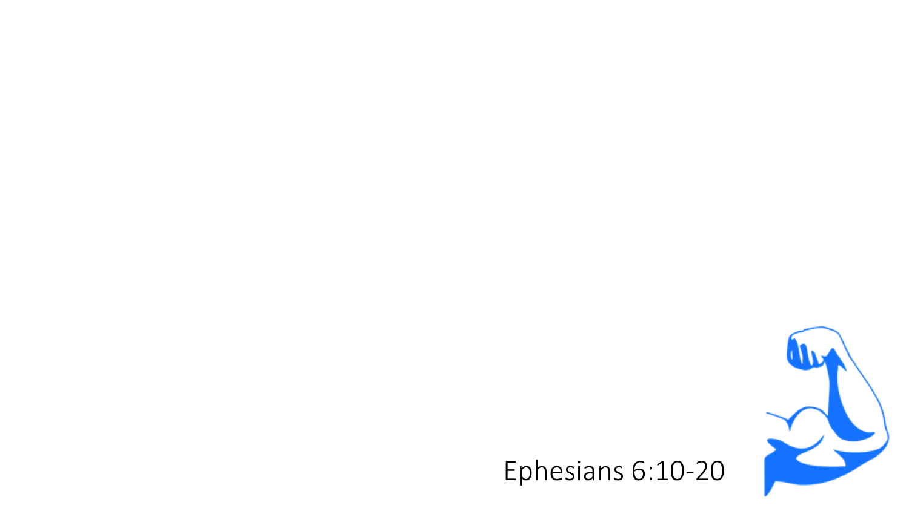Ephesians 6:10-20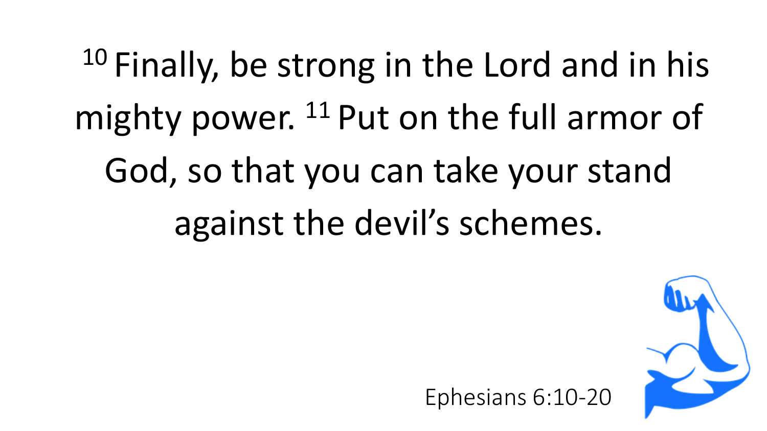[10] Finally, be strong in the Lord and in his mighty power. [11] Put on the full armor of God, so that you can take your stand against the devil's schemes.

Ephesians 6:10-20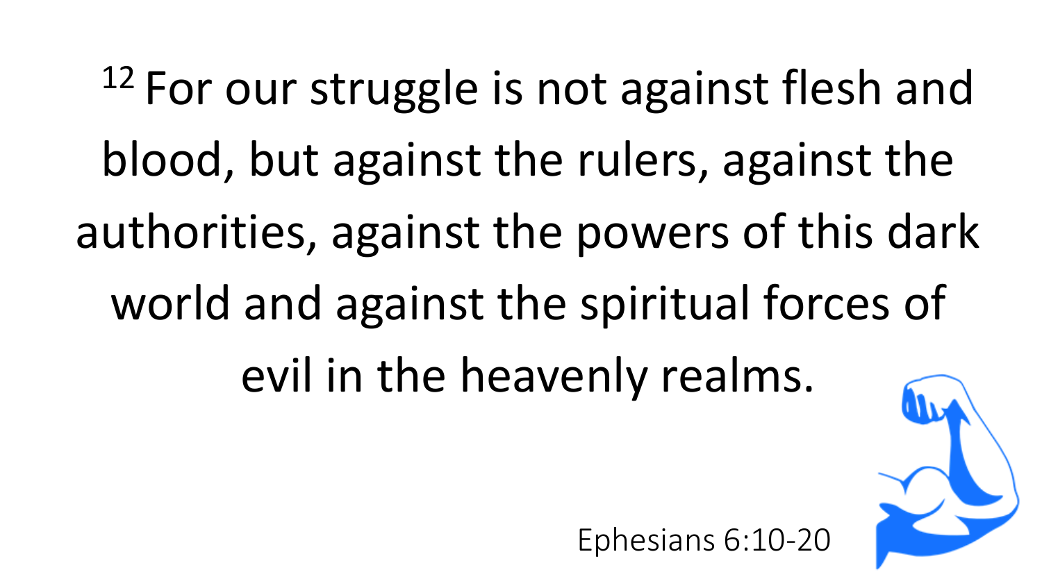[12] For our struggle is not against flesh and blood, but against the rulers, against the authorities, against the powers of this dark world and against the spiritual forces of evil in the heavenly realms.

Ephesians 6:10-20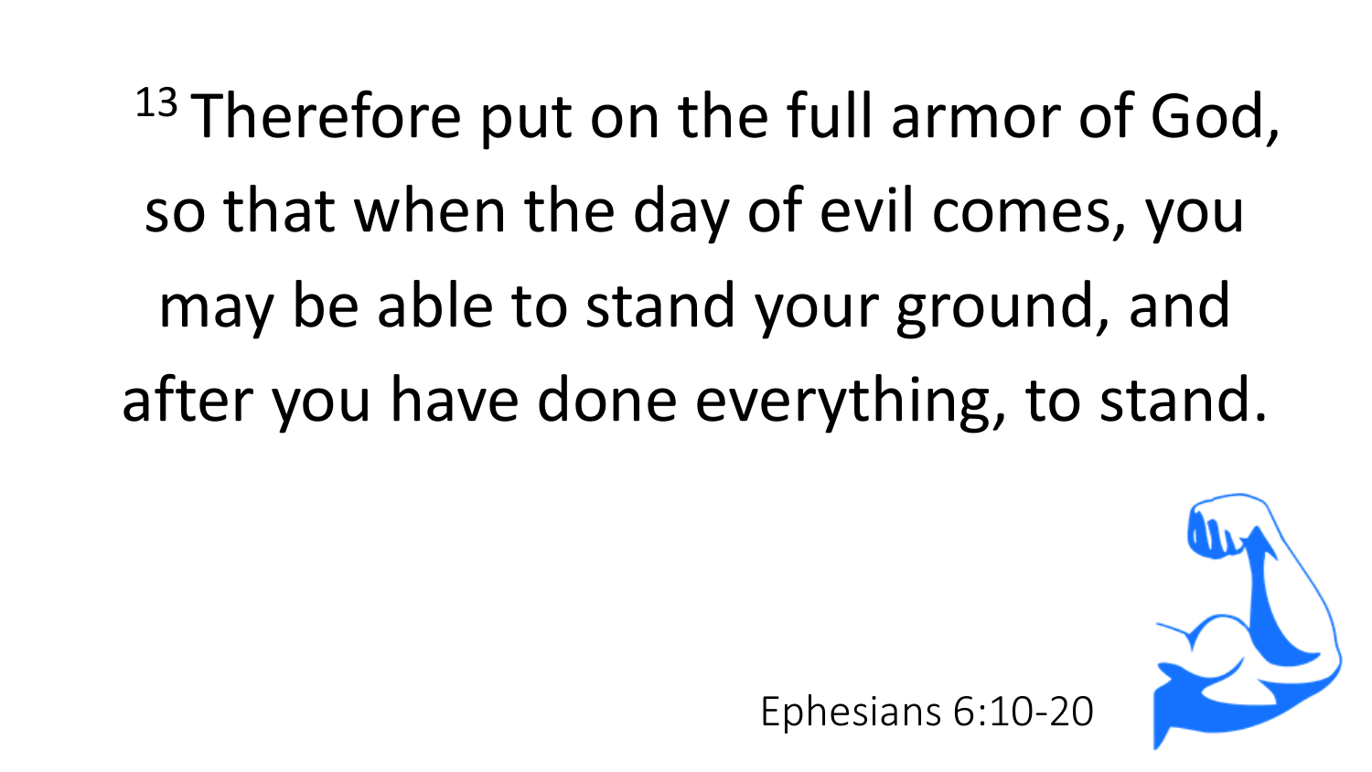[13] Therefore put on the full armor of God, so that when the day of evil comes, you may be able to stand your ground, and after you have done everything, to stand.

Ephesians 6:10-20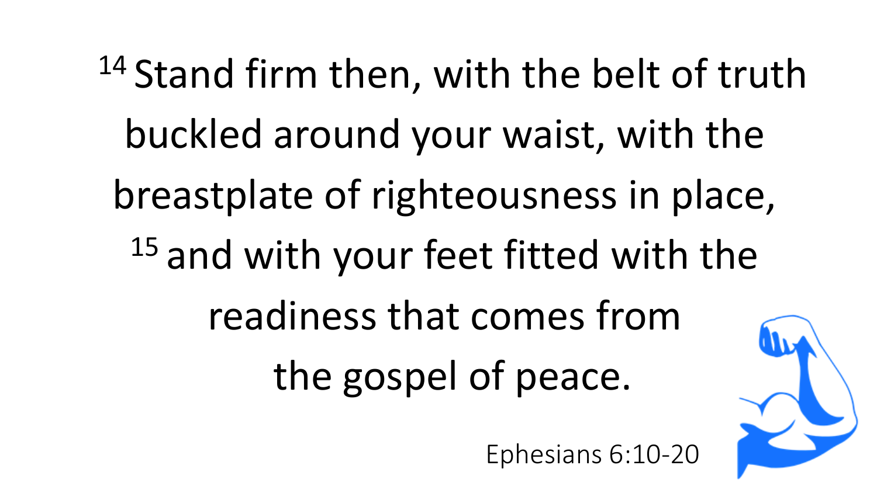[14] Stand firm then, with the belt of truth buckled around your waist, with the breastplate of righteousness in place, [15] and with your feet fitted with the readiness that comes from the gospel of peace.

Ephesians 6:10-20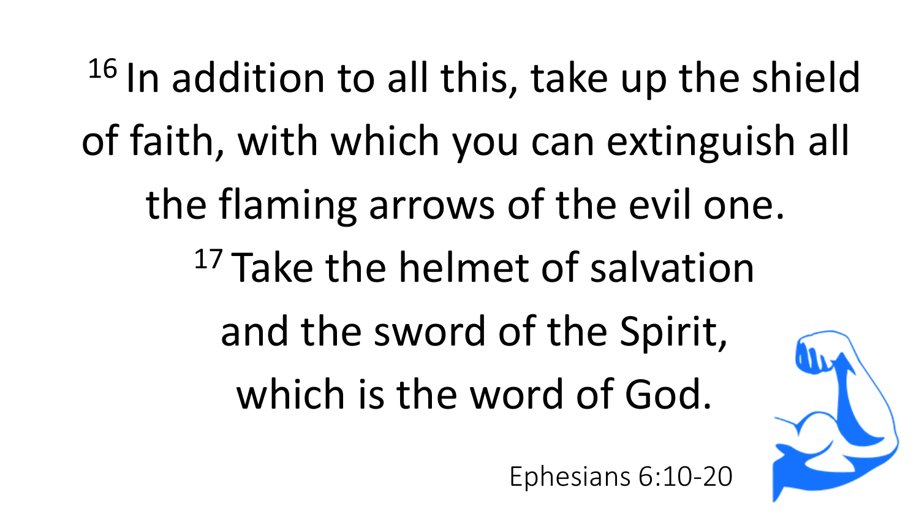[16] In addition to all this, take up the shield of faith, with which you can extinguish all the flaming arrows of the evil one.

[17] Take the helmet of salvation and the sword of the Spirit, which is the word of God.

Ephesians 6:10-20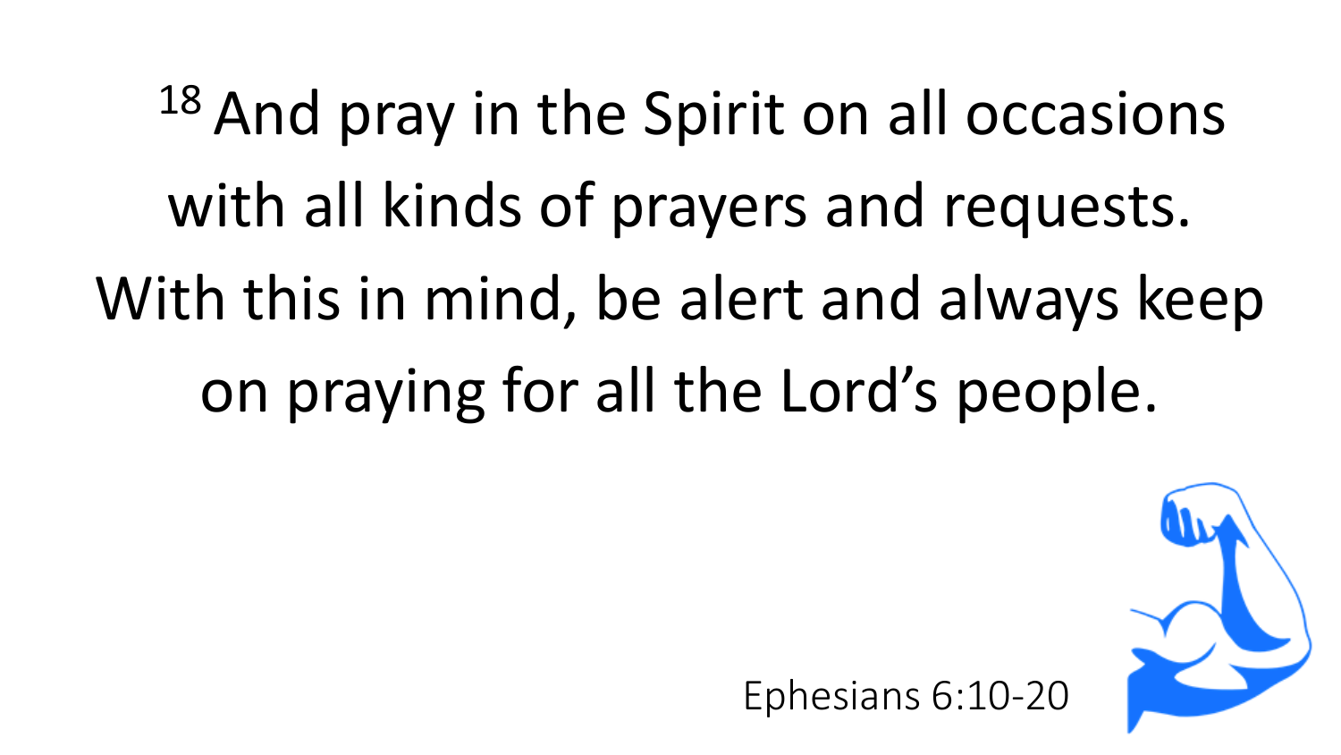[18] And pray in the Spirit on all occasions with all kinds of prayers and requests. With this in mind, be alert and always keep on praying for all the Lord's people.

Ephesians 6:10-20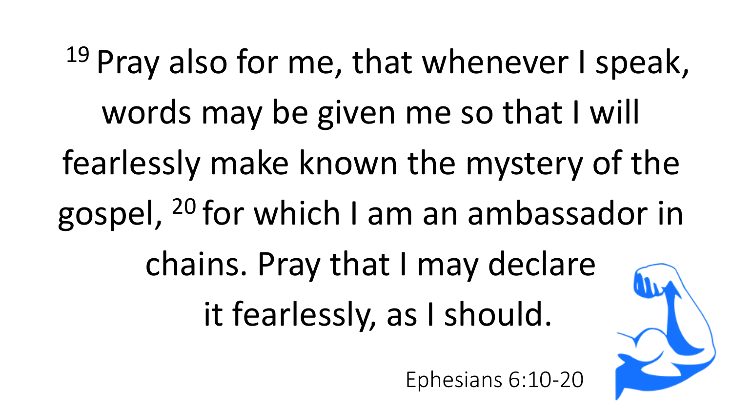[19] Pray also for me, that whenever I speak, words may be given me so that I will fearlessly make known the mystery of the gospel, [20] for which I am an ambassador in chains. Pray that I may declare it fearlessly, as I should.

Ephesians 6:10-20